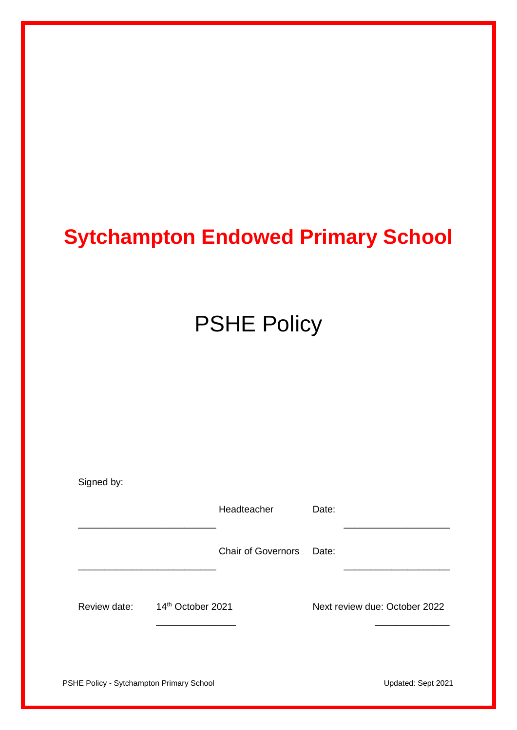# Sytchampton Endowed Primary School

## PSHE Policy

Signed by:

| | | | |
|---|---|---|---|
| ________________________ | Headteacher | Date: | ____________________ |
| ________________________ | Chair of Governors | Date: | ____________________ |

Review date: 14th October 2021 Next review due: October 2022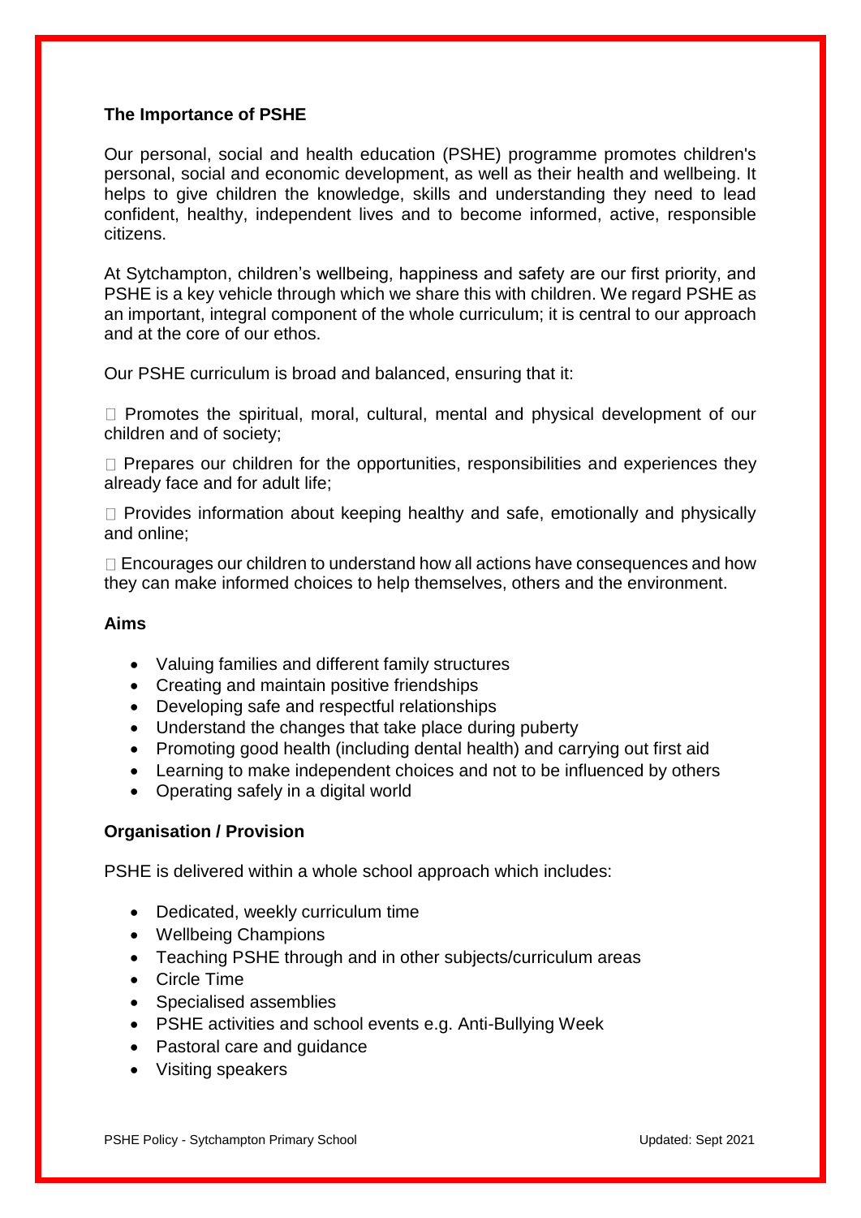## The Importance of PSHE

Our personal, social and health education (PSHE) programme promotes children's personal, social and economic development, as well as their health and wellbeing. It helps to give children the knowledge, skills and understanding they need to lead confident, healthy, independent lives and to become informed, active, responsible citizens.

At Sytchampton, children's wellbeing, happiness and safety are our first priority, and PSHE is a key vehicle through which we share this with children. We regard PSHE as an important, integral component of the whole curriculum; it is central to our approach and at the core of our ethos.

Our PSHE curriculum is broad and balanced, ensuring that it:

- Promotes the spiritual, moral, cultural, mental and physical development of our children and of society;
- Prepares our children for the opportunities, responsibilities and experiences they already face and for adult life;
- Provides information about keeping healthy and safe, emotionally and physically and online;
- Encourages our children to understand how all actions have consequences and how they can make informed choices to help themselves, others and the environment.

## Aims

- Valuing families and different family structures
- Creating and maintain positive friendships
- Developing safe and respectful relationships
- Understand the changes that take place during puberty
- Promoting good health (including dental health) and carrying out first aid
- Learning to make independent choices and not to be influenced by others
- Operating safely in a digital world

## Organisation / Provision

PSHE is delivered within a whole school approach which includes:

- Dedicated, weekly curriculum time
- Wellbeing Champions
- Teaching PSHE through and in other subjects/curriculum areas
- Circle Time
- Specialised assemblies
- PSHE activities and school events e.g. Anti-Bullying Week
- Pastoral care and guidance
- Visiting speakers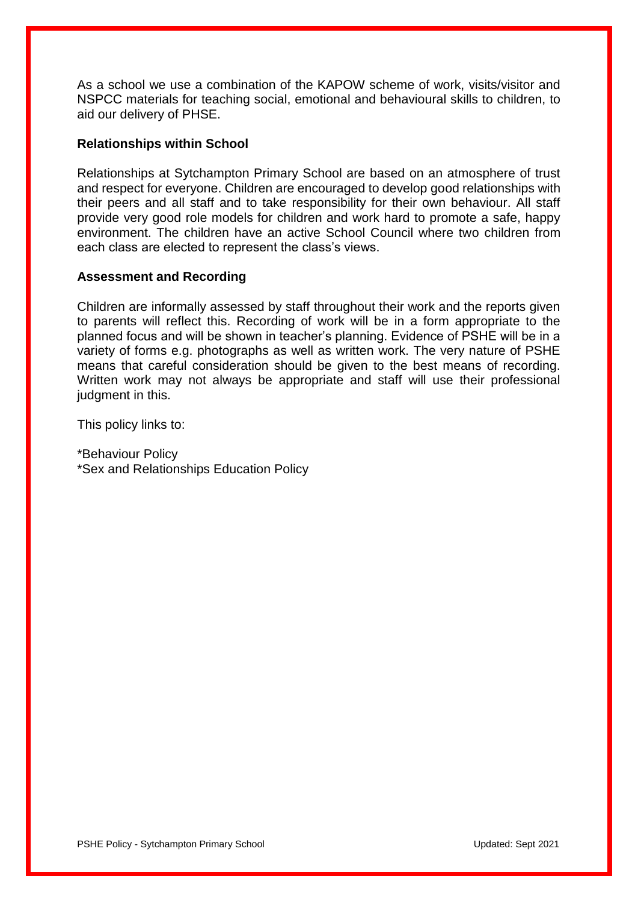As a school we use a combination of the KAPOW scheme of work, visits/visitor and NSPCC materials for teaching social, emotional and behavioural skills to children, to aid our delivery of PHSE.

**Relationships within School**

Relationships at Sytchampton Primary School are based on an atmosphere of trust and respect for everyone. Children are encouraged to develop good relationships with their peers and all staff and to take responsibility for their own behaviour. All staff provide very good role models for children and work hard to promote a safe, happy environment. The children have an active School Council where two children from each class are elected to represent the class's views.

**Assessment and Recording**

Children are informally assessed by staff throughout their work and the reports given to parents will reflect this. Recording of work will be in a form appropriate to the planned focus and will be shown in teacher's planning. Evidence of PSHE will be in a variety of forms e.g. photographs as well as written work. The very nature of PSHE means that careful consideration should be given to the best means of recording. Written work may not always be appropriate and staff will use their professional judgment in this.

This policy links to:

*Behaviour Policy
*Sex and Relationships Education Policy